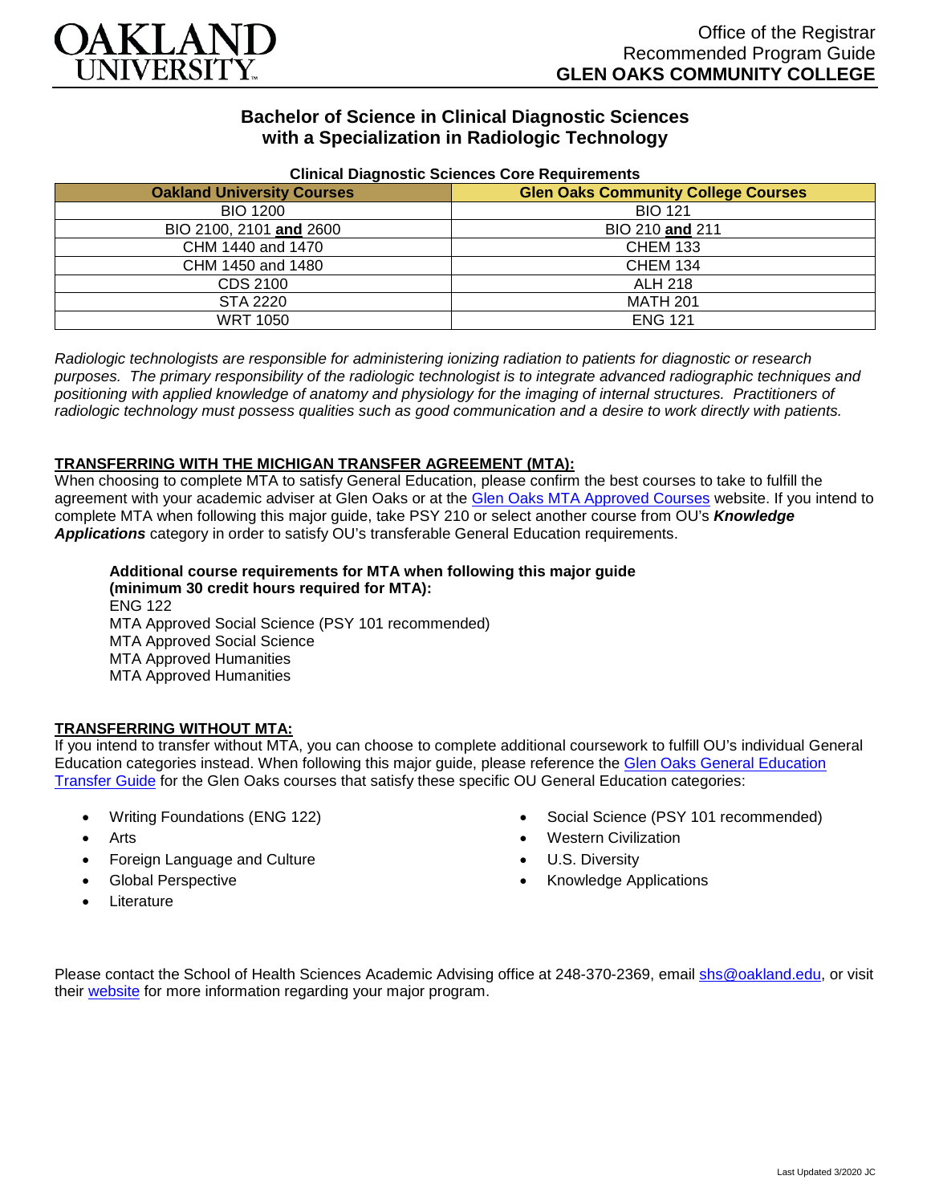Office of the Registrar
Recommended Program Guide
**GLEN OAKS COMMUNITY COLLEGE**

# Bachelor of Science in Clinical Diagnostic Sciences with a Specialization in Radiologic Technology

**Clinical Diagnostic Sciences Core Requirements**

| Oakland University Courses | Glen Oaks Community College Courses |
|---|---|
| BIO 1200 | BIO 121 |
| BIO 2100, 2101 **and** 2600 | BIO 210 **and** 211 |
| CHM 1440 and 1470 | CHEM 133 |
| CHM 1450 and 1480 | CHEM 134 |
| CDS 2100 | ALH 218 |
| STA 2220 | MATH 201 |
| WRT 1050 | ENG 121 |

*Radiologic technologists are responsible for administering ionizing radiation to patients for diagnostic or research purposes. The primary responsibility of the radiologic technologist is to integrate advanced radiographic techniques and positioning with applied knowledge of anatomy and physiology for the imaging of internal structures. Practitioners of radiologic technology must possess qualities such as good communication and a desire to work directly with patients.*

## TRANSFERRING WITH THE MICHIGAN TRANSFER AGREEMENT (MTA):

When choosing to complete MTA to satisfy General Education, please confirm the best courses to take to fulfill the agreement with your academic adviser at Glen Oaks or at the Glen Oaks MTA Approved Courses website. If you intend to complete MTA when following this major guide, take PSY 210 or select another course from OU's ***Knowledge Applications*** category in order to satisfy OU's transferable General Education requirements.

**Additional course requirements for MTA when following this major guide (minimum 30 credit hours required for MTA):**
ENG 122
MTA Approved Social Science (PSY 101 recommended)
MTA Approved Social Science
MTA Approved Humanities
MTA Approved Humanities

## TRANSFERRING WITHOUT MTA:

If you intend to transfer without MTA, you can choose to complete additional coursework to fulfill OU's individual General Education categories instead. When following this major guide, please reference the Glen Oaks General Education Transfer Guide for the Glen Oaks courses that satisfy these specific OU General Education categories:

- Writing Foundations (ENG 122)
- Arts
- Foreign Language and Culture
- Global Perspective
- Literature
- Social Science (PSY 101 recommended)
- Western Civilization
- U.S. Diversity
- Knowledge Applications

Please contact the School of Health Sciences Academic Advising office at 248-370-2369, email shs@oakland.edu, or visit their website for more information regarding your major program.

Last Updated 3/2020 JC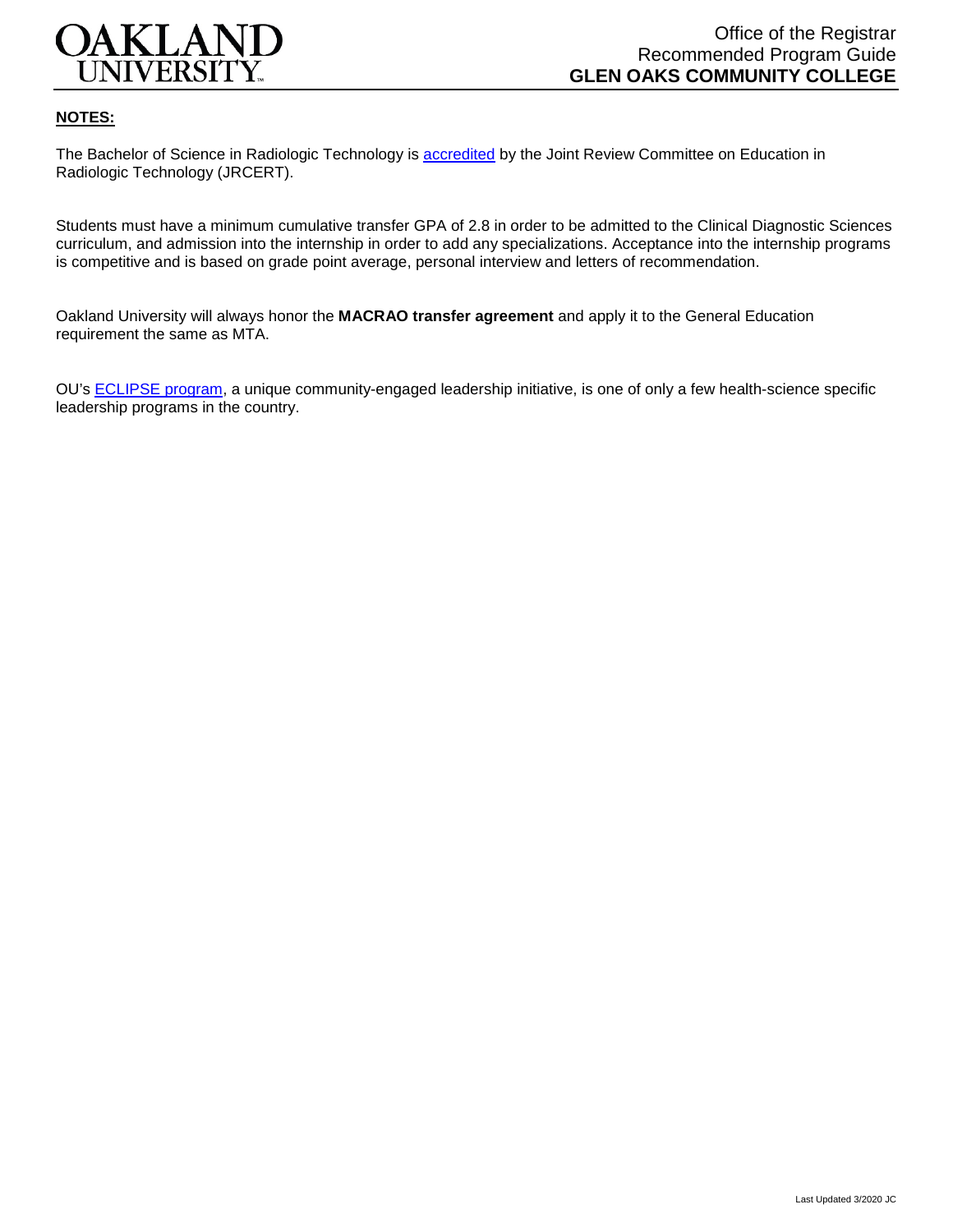**NOTES:**

The Bachelor of Science in Radiologic Technology is accredited by the Joint Review Committee on Education in Radiologic Technology (JRCERT).

Students must have a minimum cumulative transfer GPA of 2.8 in order to be admitted to the Clinical Diagnostic Sciences curriculum, and admission into the internship in order to add any specializations. Acceptance into the internship programs is competitive and is based on grade point average, personal interview and letters of recommendation.

Oakland University will always honor the **MACRAO transfer agreement** and apply it to the General Education requirement the same as MTA.

OU's ECLIPSE program, a unique community-engaged leadership initiative, is one of only a few health-science specific leadership programs in the country.